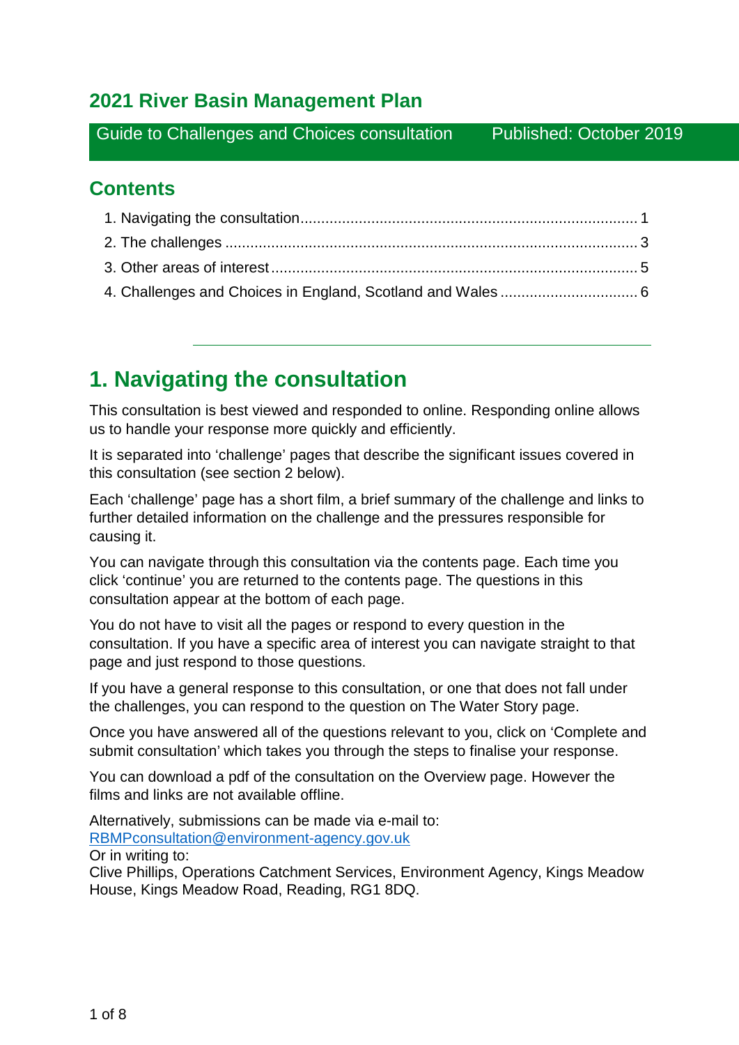## 2021 River Basin Management Plan

Guide to Challenges and Choices consultation Published: October 2019

## Contents

1. Navigating the consultation ................................................................................ 1
2. The challenges ................................................................................................ 3
3. Other areas of interest ...................................................................................... 5
4. Challenges and Choices in England, Scotland and Wales ................................ 6

---

# 1. Navigating the consultation

This consultation is best viewed and responded to online. Responding online allows us to handle your response more quickly and efficiently.

It is separated into 'challenge' pages that describe the significant issues covered in this consultation (see section 2 below).

Each 'challenge' page has a short film, a brief summary of the challenge and links to further detailed information on the challenge and the pressures responsible for causing it.

You can navigate through this consultation via the contents page. Each time you click 'continue' you are returned to the contents page. The questions in this consultation appear at the bottom of each page.

You do not have to visit all the pages or respond to every question in the consultation. If you have a specific area of interest you can navigate straight to that page and just respond to those questions.

If you have a general response to this consultation, or one that does not fall under the challenges, you can respond to the question on The Water Story page.

Once you have answered all of the questions relevant to you, click on 'Complete and submit consultation' which takes you through the steps to finalise your response.

You can download a pdf of the consultation on the Overview page. However the films and links are not available offline.

Alternatively, submissions can be made via e-mail to:
RBMPconsultation@environment-agency.gov.uk
Or in writing to:
Clive Phillips, Operations Catchment Services, Environment Agency, Kings Meadow House, Kings Meadow Road, Reading, RG1 8DQ.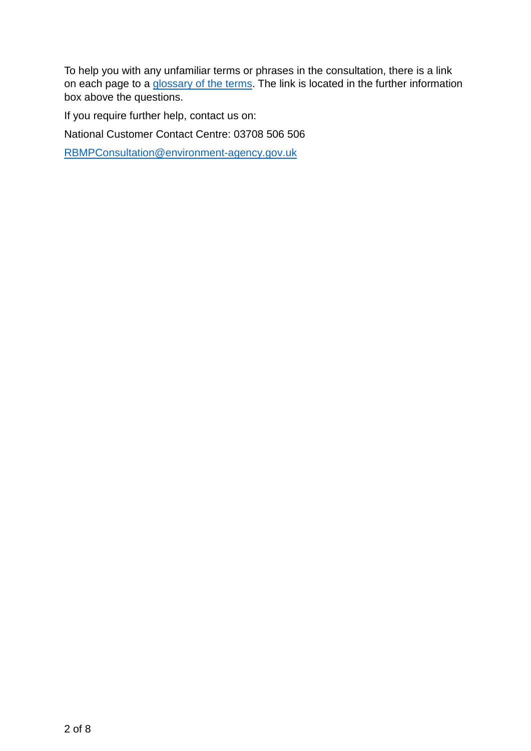To help you with any unfamiliar terms or phrases in the consultation, there is a link on each page to a glossary of the terms. The link is located in the further information box above the questions.

If you require further help, contact us on:

National Customer Contact Centre: 03708 506 506

RBMPConsultation@environment-agency.gov.uk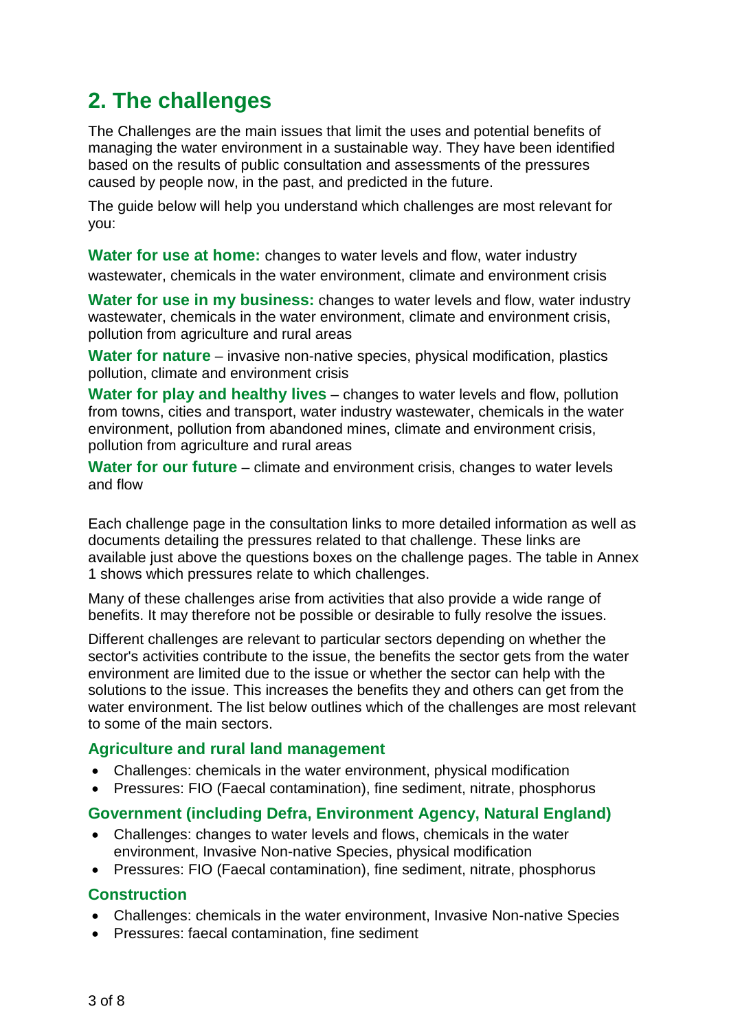## 2. The challenges

The Challenges are the main issues that limit the uses and potential benefits of managing the water environment in a sustainable way. They have been identified based on the results of public consultation and assessments of the pressures caused by people now, in the past, and predicted in the future.

The guide below will help you understand which challenges are most relevant for you:

**Water for use at home:** changes to water levels and flow, water industry wastewater, chemicals in the water environment, climate and environment crisis

**Water for use in my business:** changes to water levels and flow, water industry wastewater, chemicals in the water environment, climate and environment crisis, pollution from agriculture and rural areas

**Water for nature** – invasive non-native species, physical modification, plastics pollution, climate and environment crisis

**Water for play and healthy lives** – changes to water levels and flow, pollution from towns, cities and transport, water industry wastewater, chemicals in the water environment, pollution from abandoned mines, climate and environment crisis, pollution from agriculture and rural areas

**Water for our future** – climate and environment crisis, changes to water levels and flow

Each challenge page in the consultation links to more detailed information as well as documents detailing the pressures related to that challenge. These links are available just above the questions boxes on the challenge pages. The table in Annex 1 shows which pressures relate to which challenges.

Many of these challenges arise from activities that also provide a wide range of benefits. It may therefore not be possible or desirable to fully resolve the issues.

Different challenges are relevant to particular sectors depending on whether the sector's activities contribute to the issue, the benefits the sector gets from the water environment are limited due to the issue or whether the sector can help with the solutions to the issue. This increases the benefits they and others can get from the water environment. The list below outlines which of the challenges are most relevant to some of the main sectors.

### Agriculture and rural land management

- Challenges: chemicals in the water environment, physical modification
- Pressures: FIO (Faecal contamination), fine sediment, nitrate, phosphorus

### Government (including Defra, Environment Agency, Natural England)

- Challenges: changes to water levels and flows, chemicals in the water environment, Invasive Non-native Species, physical modification
- Pressures: FIO (Faecal contamination), fine sediment, nitrate, phosphorus

### Construction

- Challenges: chemicals in the water environment, Invasive Non-native Species
- Pressures: faecal contamination, fine sediment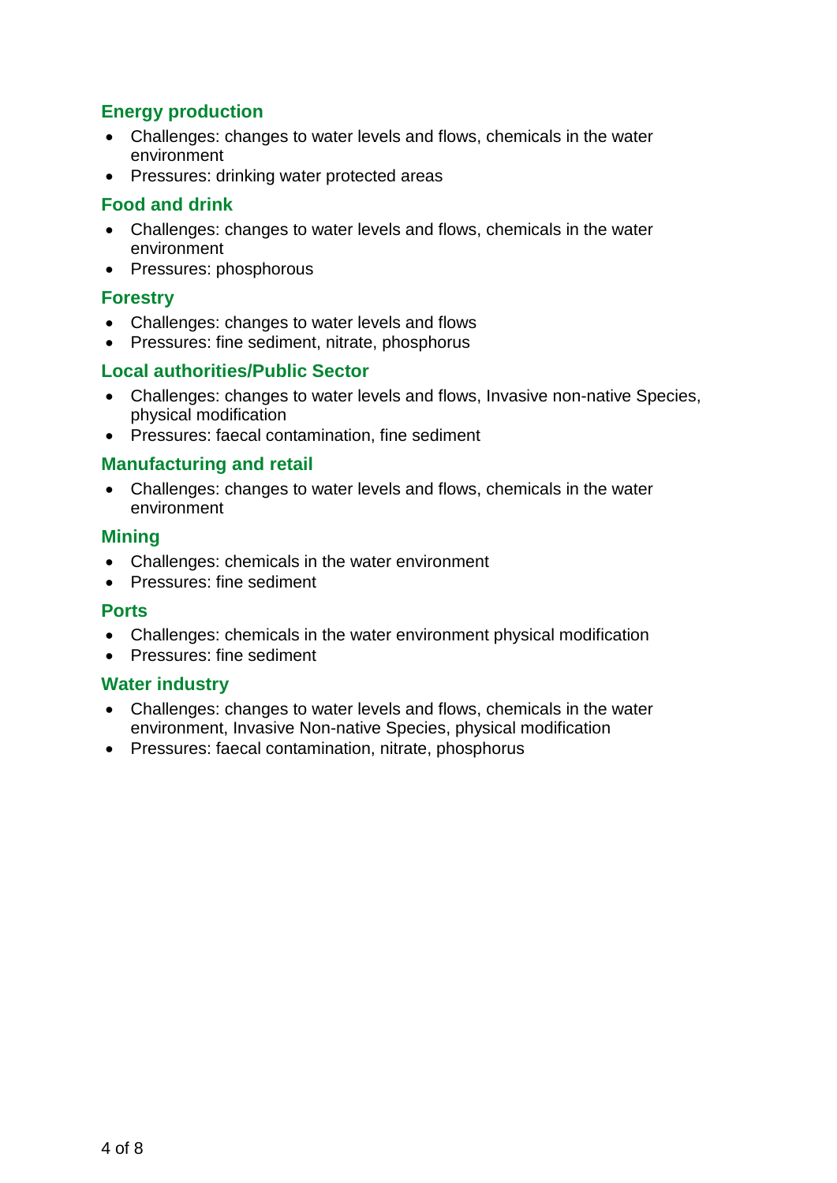### Energy production

- Challenges: changes to water levels and flows, chemicals in the water environment
- Pressures: drinking water protected areas

### Food and drink

- Challenges: changes to water levels and flows, chemicals in the water environment
- Pressures: phosphorous

### Forestry

- Challenges: changes to water levels and flows
- Pressures: fine sediment, nitrate, phosphorus

### Local authorities/Public Sector

- Challenges: changes to water levels and flows, Invasive non-native Species, physical modification
- Pressures: faecal contamination, fine sediment

### Manufacturing and retail

- Challenges: changes to water levels and flows, chemicals in the water environment

### Mining

- Challenges: chemicals in the water environment
- Pressures: fine sediment

### Ports

- Challenges: chemicals in the water environment physical modification
- Pressures: fine sediment

### Water industry

- Challenges: changes to water levels and flows, chemicals in the water environment, Invasive Non-native Species, physical modification
- Pressures: faecal contamination, nitrate, phosphorus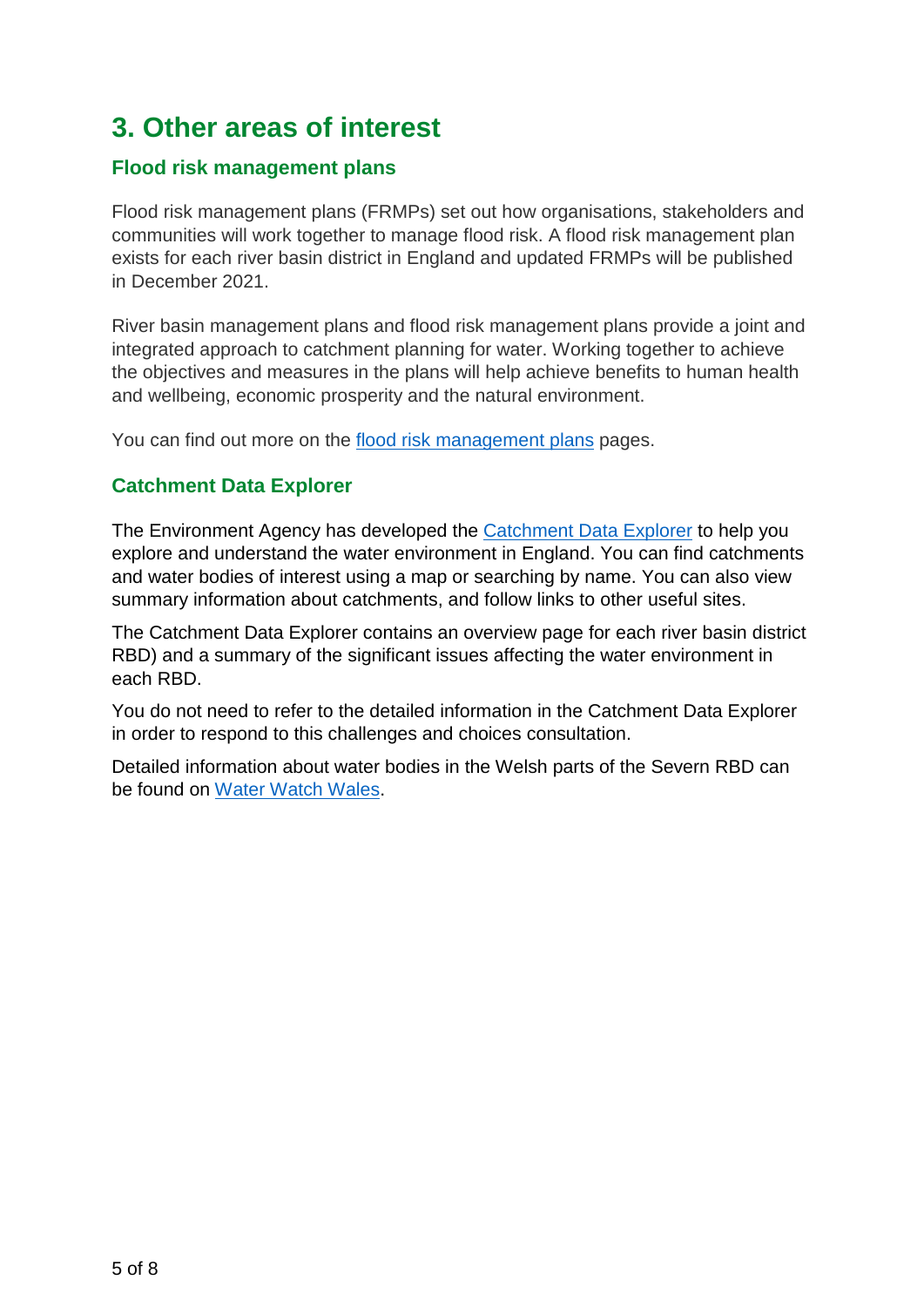# 3. Other areas of interest

## Flood risk management plans

Flood risk management plans (FRMPs) set out how organisations, stakeholders and communities will work together to manage flood risk. A flood risk management plan exists for each river basin district in England and updated FRMPs will be published in December 2021.

River basin management plans and flood risk management plans provide a joint and integrated approach to catchment planning for water. Working together to achieve the objectives and measures in the plans will help achieve benefits to human health and wellbeing, economic prosperity and the natural environment.

You can find out more on the flood risk management plans pages.

## Catchment Data Explorer

The Environment Agency has developed the Catchment Data Explorer to help you explore and understand the water environment in England. You can find catchments and water bodies of interest using a map or searching by name. You can also view summary information about catchments, and follow links to other useful sites.

The Catchment Data Explorer contains an overview page for each river basin district RBD) and a summary of the significant issues affecting the water environment in each RBD.

You do not need to refer to the detailed information in the Catchment Data Explorer in order to respond to this challenges and choices consultation.

Detailed information about water bodies in the Welsh parts of the Severn RBD can be found on Water Watch Wales.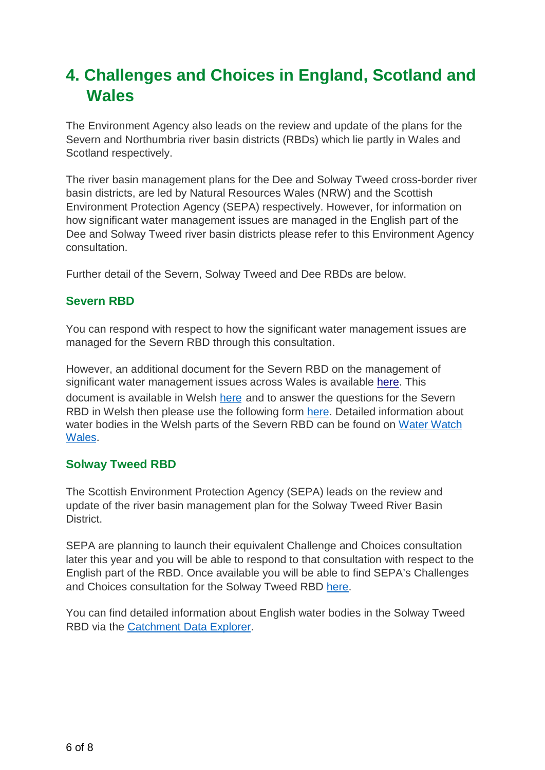# 4. Challenges and Choices in England, Scotland and Wales

The Environment Agency also leads on the review and update of the plans for the Severn and Northumbria river basin districts (RBDs) which lie partly in Wales and Scotland respectively.

The river basin management plans for the Dee and Solway Tweed cross-border river basin districts, are led by Natural Resources Wales (NRW) and the Scottish Environment Protection Agency (SEPA) respectively. However, for information on how significant water management issues are managed in the English part of the Dee and Solway Tweed river basin districts please refer to this Environment Agency consultation.

Further detail of the Severn, Solway Tweed and Dee RBDs are below.

### Severn RBD

You can respond with respect to how the significant water management issues are managed for the Severn RBD through this consultation.

However, an additional document for the Severn RBD on the management of significant water management issues across Wales is available here. This document is available in Welsh here and to answer the questions for the Severn RBD in Welsh then please use the following form here. Detailed information about water bodies in the Welsh parts of the Severn RBD can be found on Water Watch Wales.

### Solway Tweed RBD

The Scottish Environment Protection Agency (SEPA) leads on the review and update of the river basin management plan for the Solway Tweed River Basin District.

SEPA are planning to launch their equivalent Challenge and Choices consultation later this year and you will be able to respond to that consultation with respect to the English part of the RBD. Once available you will be able to find SEPA's Challenges and Choices consultation for the Solway Tweed RBD here.

You can find detailed information about English water bodies in the Solway Tweed RBD via the Catchment Data Explorer.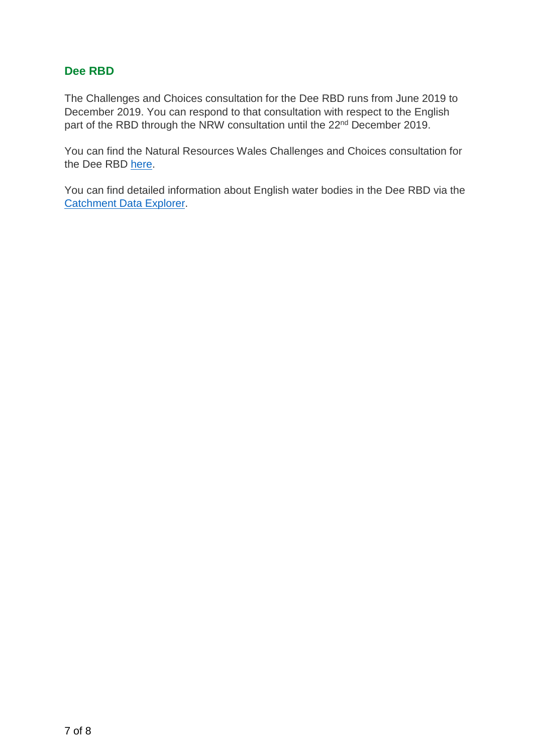## Dee RBD

The Challenges and Choices consultation for the Dee RBD runs from June 2019 to December 2019. You can respond to that consultation with respect to the English part of the RBD through the NRW consultation until the 22nd December 2019.

You can find the Natural Resources Wales Challenges and Choices consultation for the Dee RBD here.

You can find detailed information about English water bodies in the Dee RBD via the Catchment Data Explorer.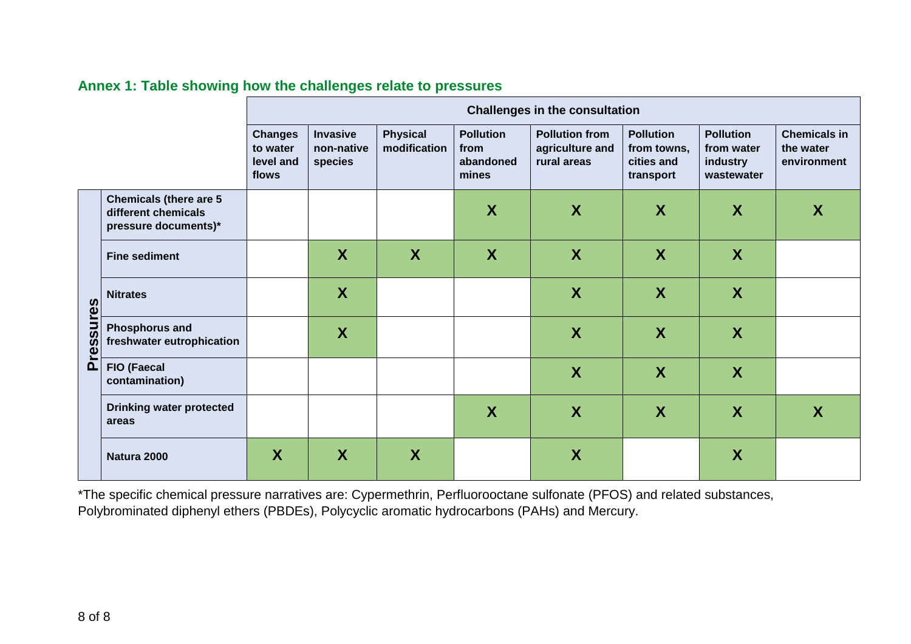## Annex 1: Table showing how the challenges relate to pressures

| | | Challenges in the consultation | | | | | | | |
|---|---|---|---|---|---|---|---|---|---|
| | | Changes to water level and flows | Invasive non-native species | Physical modification | Pollution from abandoned mines | Pollution from agriculture and rural areas | Pollution from towns, cities and transport | Pollution from water industry wastewater | Chemicals in the water environment |
| Pressures | Chemicals (there are 5 different chemicals pressure documents)* | | | | X | X | X | X | X |
| | Fine sediment | | X | X | X | X | X | X | |
| | Nitrates | | X | | | X | X | X | |
| | Phosphorus and freshwater eutrophication | | X | | | X | X | X | |
| | FIO (Faecal contamination) | | | | | X | X | X | |
| | Drinking water protected areas | | | | X | X | X | X | X |
| | Natura 2000 | X | X | X | | X | | X | |

*The specific chemical pressure narratives are: Cypermethrin, Perfluorooctane sulfonate (PFOS) and related substances, Polybrominated diphenyl ethers (PBDEs), Polycyclic aromatic hydrocarbons (PAHs) and Mercury.